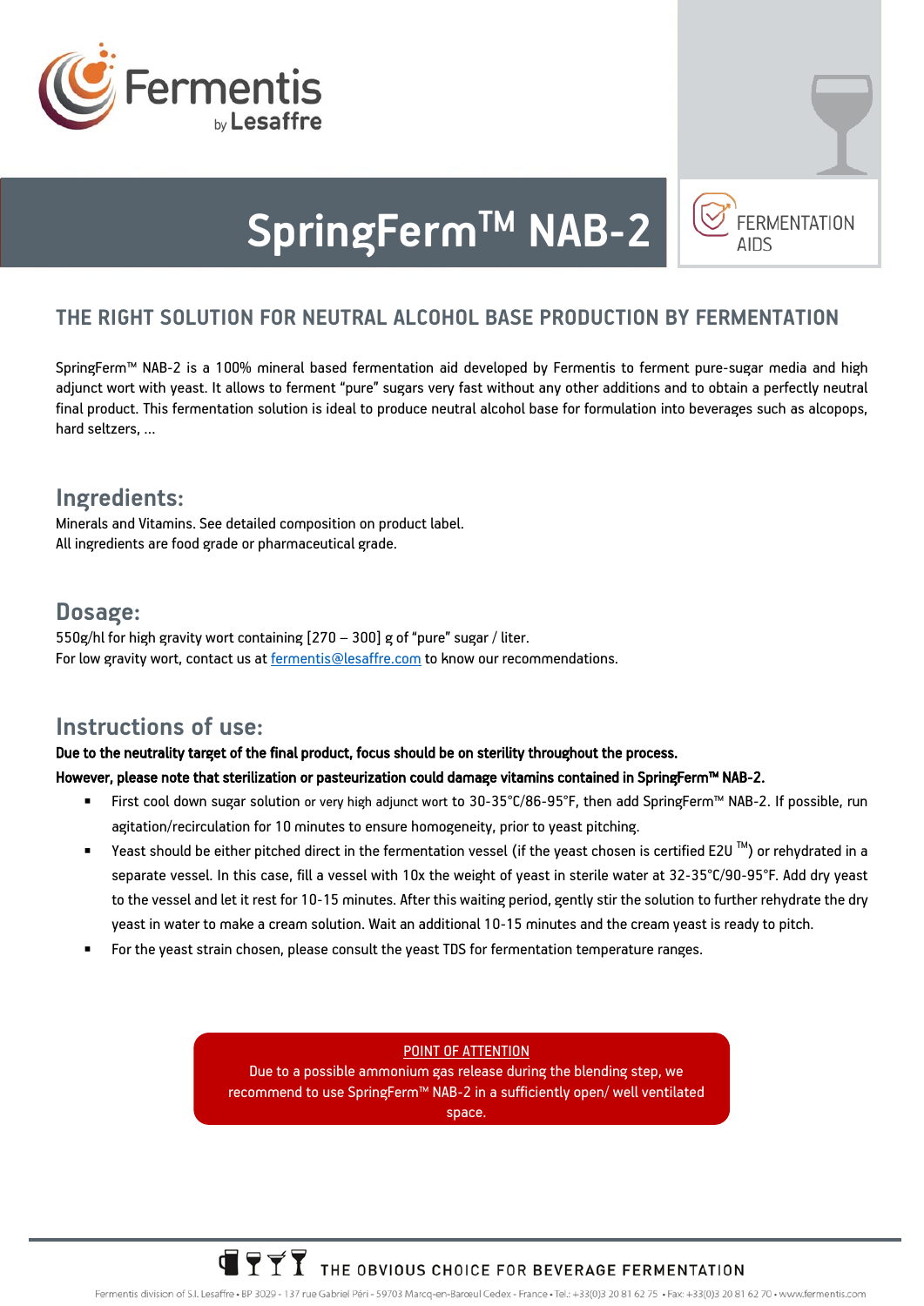# SpringFerm™ NAB-2

FERMENTATION AIDS

## THE RIGHT SOLUTION FOR NEUTRAL ALCOHOL BASE PRODUCTION BY FERMENTATION

SpringFerm™ NAB-2 is a 100% mineral based fermentation aid developed by Fermentis to ferment pure-sugar media and high adjunct wort with yeast. It allows to ferment "pure" sugars very fast without any other additions and to obtain a perfectly neutral final product. This fermentation solution is ideal to produce neutral alcohol base for formulation into beverages such as alcopops, hard seltzers, …

## Ingredients:

Minerals and Vitamins. See detailed composition on product label.
All ingredients are food grade or pharmaceutical grade.

## Dosage:

550g/hl for high gravity wort containing [270 – 300] g of "pure" sugar / liter.
For low gravity wort, contact us at fermentis@lesaffre.com to know our recommendations.

## Instructions of use:

**Due to the neutrality target of the final product, focus should be on sterility throughout the process.**
**However, please note that sterilization or pasteurization could damage vitamins contained in SpringFerm™ NAB-2.**

- First cool down sugar solution or very high adjunct wort to 30-35°C/86-95°F, then add SpringFerm™ NAB-2. If possible, run agitation/recirculation for 10 minutes to ensure homogeneity, prior to yeast pitching.
- Yeast should be either pitched direct in the fermentation vessel (if the yeast chosen is certified E2U ™) or rehydrated in a separate vessel. In this case, fill a vessel with 10x the weight of yeast in sterile water at 32-35°C/90-95°F. Add dry yeast to the vessel and let it rest for 10-15 minutes. After this waiting period, gently stir the solution to further rehydrate the dry yeast in water to make a cream solution. Wait an additional 10-15 minutes and the cream yeast is ready to pitch.
- For the yeast strain chosen, please consult the yeast TDS for fermentation temperature ranges.

POINT OF ATTENTION
Due to a possible ammonium gas release during the blending step, we recommend to use SpringFerm™ NAB-2 in a sufficiently open/ well ventilated space.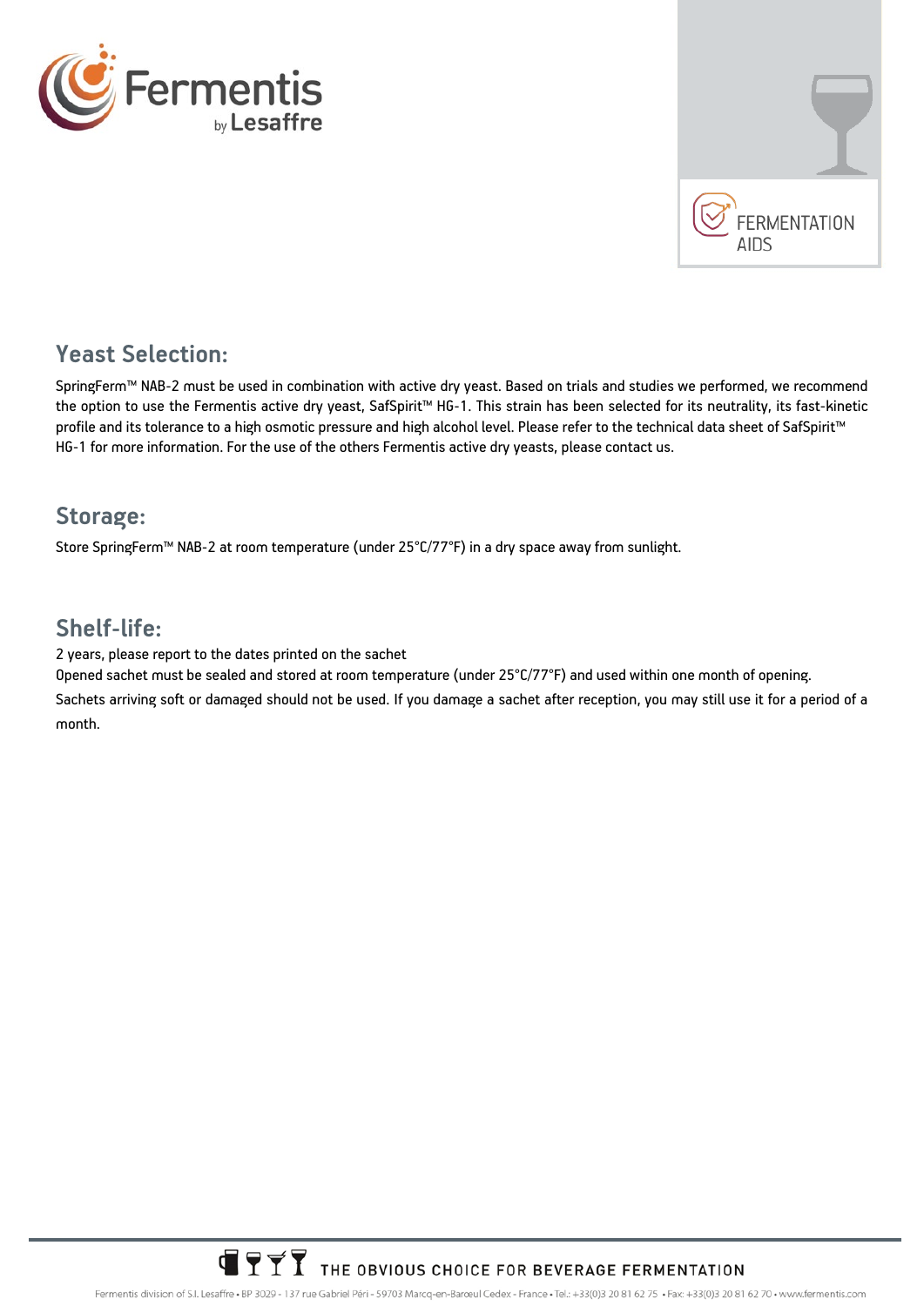## Yeast Selection:

SpringFerm™ NAB-2 must be used in combination with active dry yeast. Based on trials and studies we performed, we recommend the option to use the Fermentis active dry yeast, SafSpirit™ HG-1. This strain has been selected for its neutrality, its fast-kinetic profile and its tolerance to a high osmotic pressure and high alcohol level. Please refer to the technical data sheet of SafSpirit™ HG-1 for more information. For the use of the others Fermentis active dry yeasts, please contact us.

## Storage:

Store SpringFerm™ NAB-2 at room temperature (under 25°C/77°F) in a dry space away from sunlight.

## Shelf-life:

2 years, please report to the dates printed on the sachet

Opened sachet must be sealed and stored at room temperature (under 25°C/77°F) and used within one month of opening.

Sachets arriving soft or damaged should not be used. If you damage a sachet after reception, you may still use it for a period of a month.